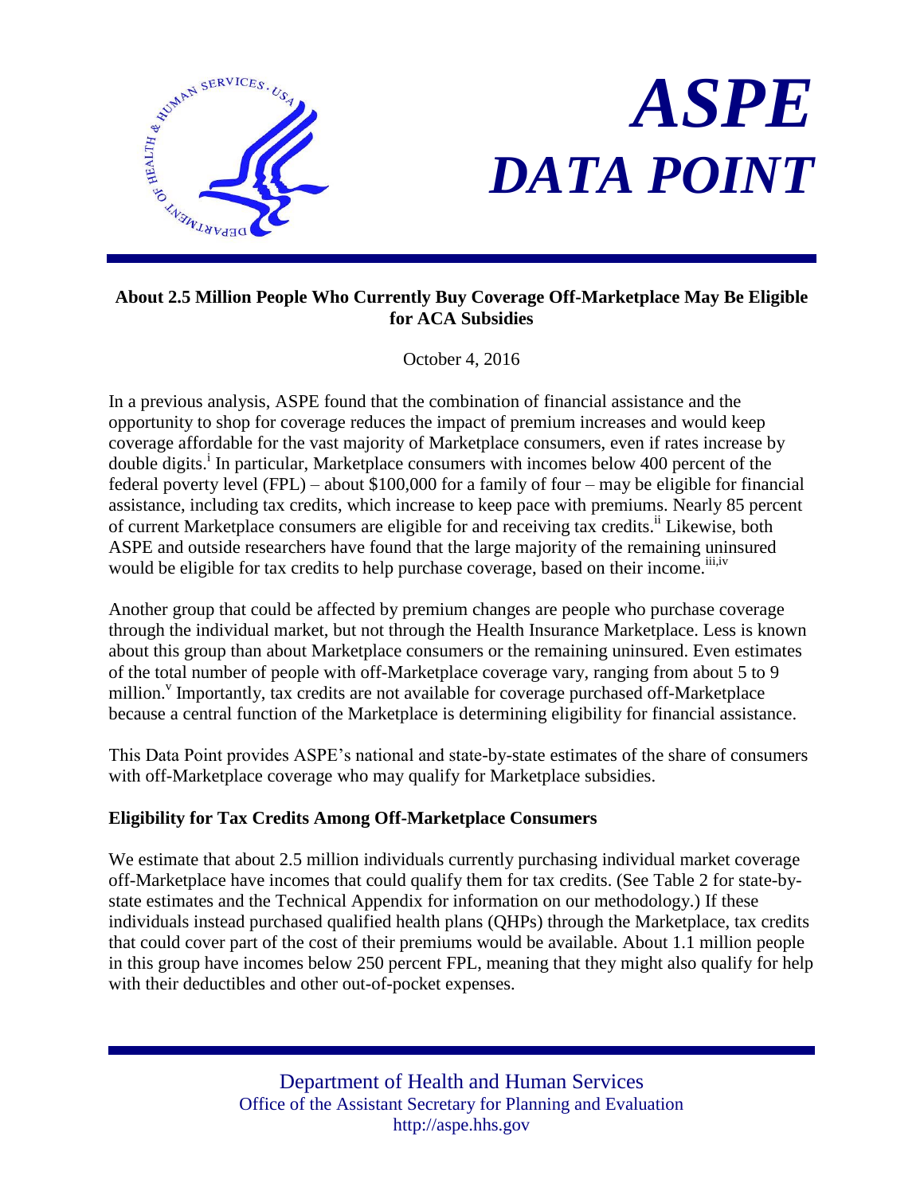# ASPE DATA POINT

## About 2.5 Million People Who Currently Buy Coverage Off-Marketplace May Be Eligible for ACA Subsidies

October 4, 2016

In a previous analysis, ASPE found that the combination of financial assistance and the opportunity to shop for coverage reduces the impact of premium increases and would keep coverage affordable for the vast majority of Marketplace consumers, even if rates increase by double digits.[i] In particular, Marketplace consumers with incomes below 400 percent of the federal poverty level (FPL) – about $100,000 for a family of four – may be eligible for financial assistance, including tax credits, which increase to keep pace with premiums. Nearly 85 percent of current Marketplace consumers are eligible for and receiving tax credits.[ii] Likewise, both ASPE and outside researchers have found that the large majority of the remaining uninsured would be eligible for tax credits to help purchase coverage, based on their income.[iii,iv]

Another group that could be affected by premium changes are people who purchase coverage through the individual market, but not through the Health Insurance Marketplace. Less is known about this group than about Marketplace consumers or the remaining uninsured. Even estimates of the total number of people with off-Marketplace coverage vary, ranging from about 5 to 9 million.[v] Importantly, tax credits are not available for coverage purchased off-Marketplace because a central function of the Marketplace is determining eligibility for financial assistance.

This Data Point provides ASPE's national and state-by-state estimates of the share of consumers with off-Marketplace coverage who may qualify for Marketplace subsidies.

### Eligibility for Tax Credits Among Off-Marketplace Consumers

We estimate that about 2.5 million individuals currently purchasing individual market coverage off-Marketplace have incomes that could qualify them for tax credits. (See Table 2 for state-by-state estimates and the Technical Appendix for information on our methodology.) If these individuals instead purchased qualified health plans (QHPs) through the Marketplace, tax credits that could cover part of the cost of their premiums would be available. About 1.1 million people in this group have incomes below 250 percent FPL, meaning that they might also qualify for help with their deductibles and other out-of-pocket expenses.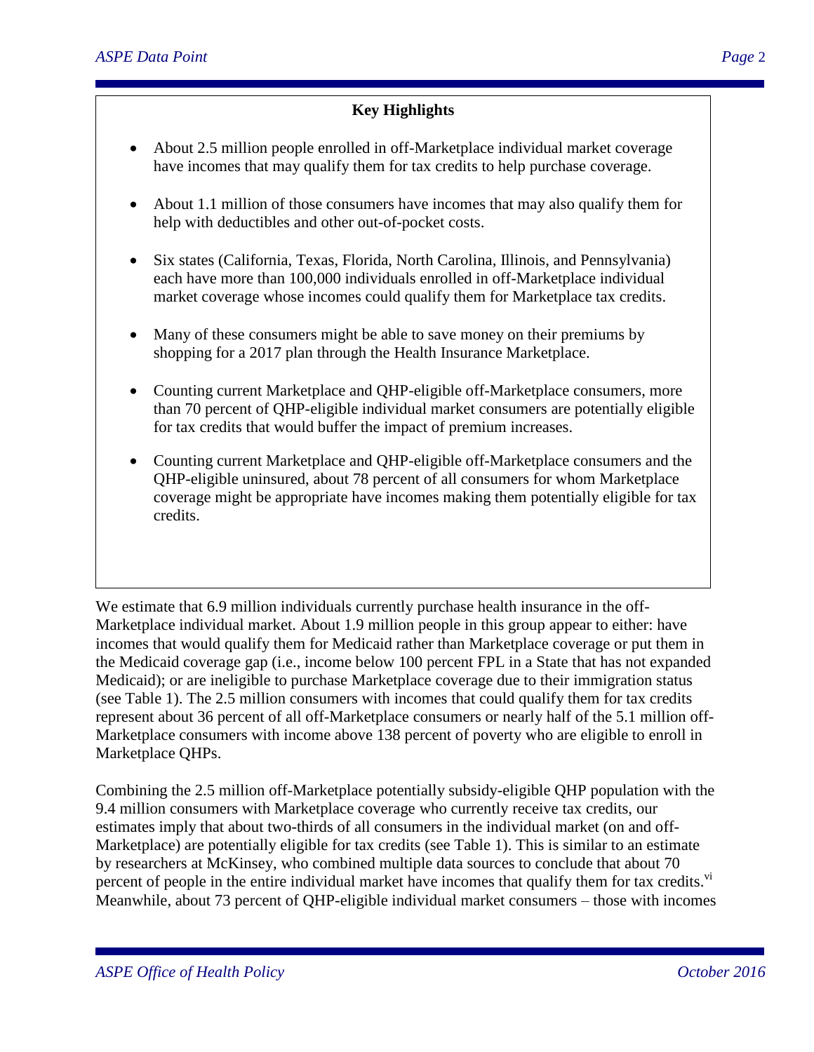**Key Highlights**

- About 2.5 million people enrolled in off-Marketplace individual market coverage have incomes that may qualify them for tax credits to help purchase coverage.
- About 1.1 million of those consumers have incomes that may also qualify them for help with deductibles and other out-of-pocket costs.
- Six states (California, Texas, Florida, North Carolina, Illinois, and Pennsylvania) each have more than 100,000 individuals enrolled in off-Marketplace individual market coverage whose incomes could qualify them for Marketplace tax credits.
- Many of these consumers might be able to save money on their premiums by shopping for a 2017 plan through the Health Insurance Marketplace.
- Counting current Marketplace and QHP-eligible off-Marketplace consumers, more than 70 percent of QHP-eligible individual market consumers are potentially eligible for tax credits that would buffer the impact of premium increases.
- Counting current Marketplace and QHP-eligible off-Marketplace consumers and the QHP-eligible uninsured, about 78 percent of all consumers for whom Marketplace coverage might be appropriate have incomes making them potentially eligible for tax credits.

We estimate that 6.9 million individuals currently purchase health insurance in the off-Marketplace individual market. About 1.9 million people in this group appear to either: have incomes that would qualify them for Medicaid rather than Marketplace coverage or put them in the Medicaid coverage gap (i.e., income below 100 percent FPL in a State that has not expanded Medicaid); or are ineligible to purchase Marketplace coverage due to their immigration status (see Table 1). The 2.5 million consumers with incomes that could qualify them for tax credits represent about 36 percent of all off-Marketplace consumers or nearly half of the 5.1 million off-Marketplace consumers with income above 138 percent of poverty who are eligible to enroll in Marketplace QHPs.

Combining the 2.5 million off-Marketplace potentially subsidy-eligible QHP population with the 9.4 million consumers with Marketplace coverage who currently receive tax credits, our estimates imply that about two-thirds of all consumers in the individual market (on and off-Marketplace) are potentially eligible for tax credits (see Table 1). This is similar to an estimate by researchers at McKinsey, who combined multiple data sources to conclude that about 70 percent of people in the entire individual market have incomes that qualify them for tax credits.[vi] Meanwhile, about 73 percent of QHP-eligible individual market consumers – those with incomes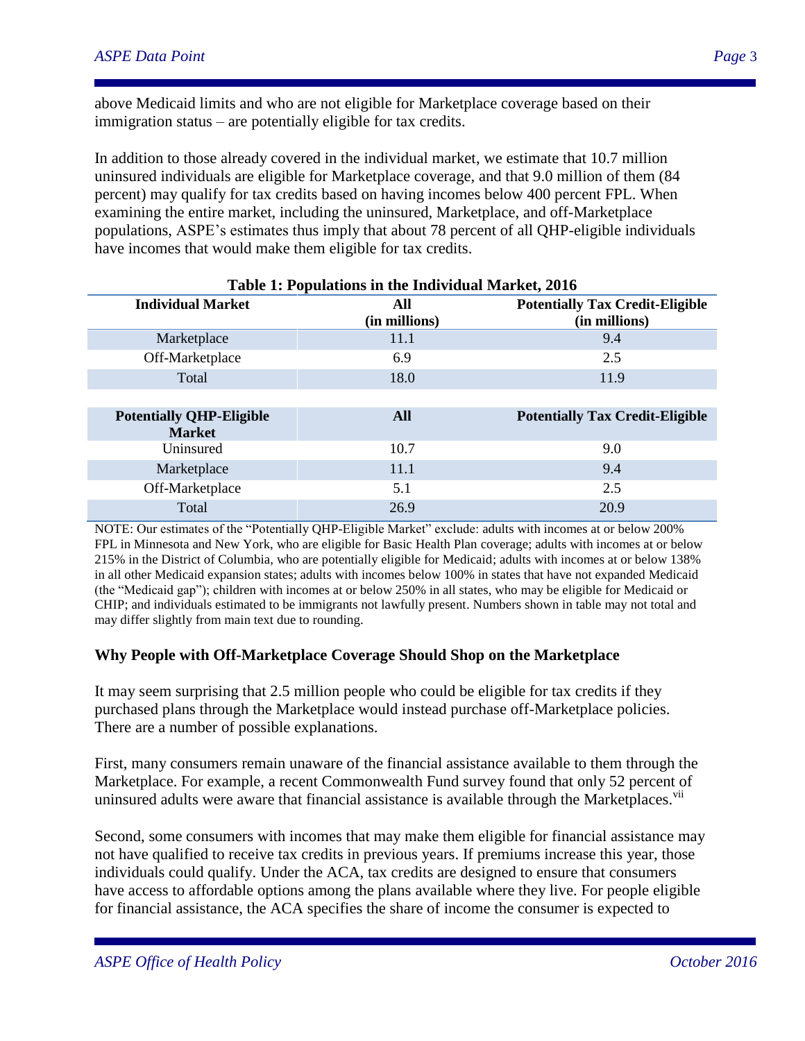above Medicaid limits and who are not eligible for Marketplace coverage based on their immigration status – are potentially eligible for tax credits.

In addition to those already covered in the individual market, we estimate that 10.7 million uninsured individuals are eligible for Marketplace coverage, and that 9.0 million of them (84 percent) may qualify for tax credits based on having incomes below 400 percent FPL. When examining the entire market, including the uninsured, Marketplace, and off-Marketplace populations, ASPE's estimates thus imply that about 78 percent of all QHP-eligible individuals have incomes that would make them eligible for tax credits.

**Table 1: Populations in the Individual Market, 2016**

| Individual Market | All (in millions) | Potentially Tax Credit-Eligible (in millions) |
|---|---|---|
| Marketplace | 11.1 | 9.4 |
| Off-Marketplace | 6.9 | 2.5 |
| Total | 18.0 | 11.9 |
| | | |
| **Potentially QHP-Eligible Market** | **All** | **Potentially Tax Credit-Eligible** |
| Uninsured | 10.7 | 9.0 |
| Marketplace | 11.1 | 9.4 |
| Off-Marketplace | 5.1 | 2.5 |
| Total | 26.9 | 20.9 |

NOTE: Our estimates of the "Potentially QHP-Eligible Market" exclude: adults with incomes at or below 200% FPL in Minnesota and New York, who are eligible for Basic Health Plan coverage; adults with incomes at or below 215% in the District of Columbia, who are potentially eligible for Medicaid; adults with incomes at or below 138% in all other Medicaid expansion states; adults with incomes below 100% in states that have not expanded Medicaid (the "Medicaid gap"); children with incomes at or below 250% in all states, who may be eligible for Medicaid or CHIP; and individuals estimated to be immigrants not lawfully present. Numbers shown in table may not total and may differ slightly from main text due to rounding.

## Why People with Off-Marketplace Coverage Should Shop on the Marketplace

It may seem surprising that 2.5 million people who could be eligible for tax credits if they purchased plans through the Marketplace would instead purchase off-Marketplace policies. There are a number of possible explanations.

First, many consumers remain unaware of the financial assistance available to them through the Marketplace. For example, a recent Commonwealth Fund survey found that only 52 percent of uninsured adults were aware that financial assistance is available through the Marketplaces.[vii]

Second, some consumers with incomes that may make them eligible for financial assistance may not have qualified to receive tax credits in previous years. If premiums increase this year, those individuals could qualify. Under the ACA, tax credits are designed to ensure that consumers have access to affordable options among the plans available where they live. For people eligible for financial assistance, the ACA specifies the share of income the consumer is expected to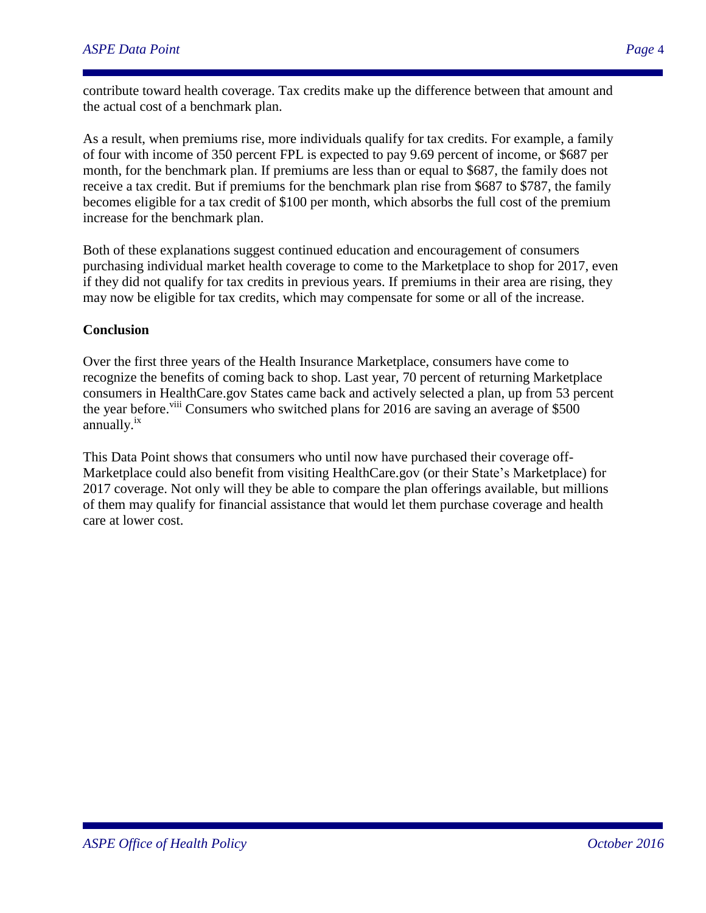contribute toward health coverage. Tax credits make up the difference between that amount and the actual cost of a benchmark plan.

As a result, when premiums rise, more individuals qualify for tax credits. For example, a family of four with income of 350 percent FPL is expected to pay 9.69 percent of income, or $687 per month, for the benchmark plan. If premiums are less than or equal to $687, the family does not receive a tax credit. But if premiums for the benchmark plan rise from $687 to $787, the family becomes eligible for a tax credit of $100 per month, which absorbs the full cost of the premium increase for the benchmark plan.

Both of these explanations suggest continued education and encouragement of consumers purchasing individual market health coverage to come to the Marketplace to shop for 2017, even if they did not qualify for tax credits in previous years. If premiums in their area are rising, they may now be eligible for tax credits, which may compensate for some or all of the increase.

**Conclusion**

Over the first three years of the Health Insurance Marketplace, consumers have come to recognize the benefits of coming back to shop. Last year, 70 percent of returning Marketplace consumers in HealthCare.gov States came back and actively selected a plan, up from 53 percent the year before.[viii] Consumers who switched plans for 2016 are saving an average of $500 annually.[ix]

This Data Point shows that consumers who until now have purchased their coverage off-Marketplace could also benefit from visiting HealthCare.gov (or their State's Marketplace) for 2017 coverage. Not only will they be able to compare the plan offerings available, but millions of them may qualify for financial assistance that would let them purchase coverage and health care at lower cost.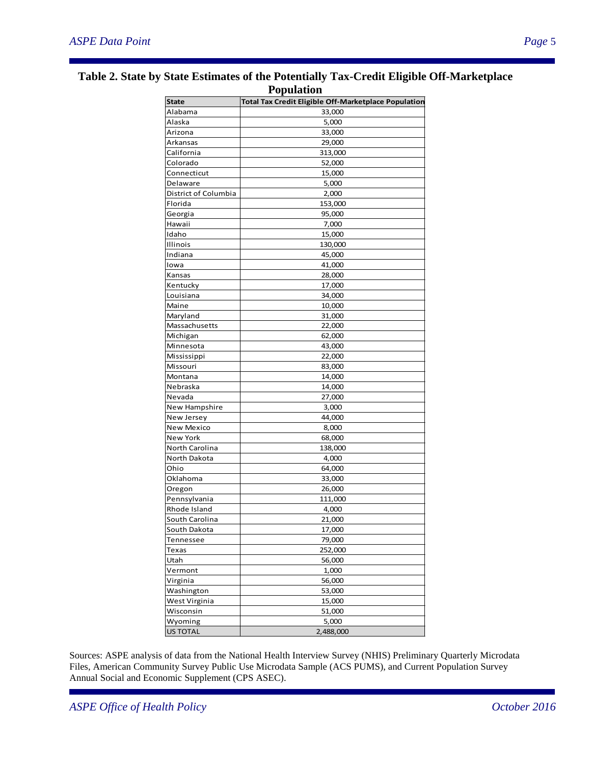## Table 2. State by State Estimates of the Potentially Tax-Credit Eligible Off-Marketplace Population

| State | Total Tax Credit Eligible Off-Marketplace Population |
|---|---|
| Alabama | 33,000 |
| Alaska | 5,000 |
| Arizona | 33,000 |
| Arkansas | 29,000 |
| California | 313,000 |
| Colorado | 52,000 |
| Connecticut | 15,000 |
| Delaware | 5,000 |
| District of Columbia | 2,000 |
| Florida | 153,000 |
| Georgia | 95,000 |
| Hawaii | 7,000 |
| Idaho | 15,000 |
| Illinois | 130,000 |
| Indiana | 45,000 |
| Iowa | 41,000 |
| Kansas | 28,000 |
| Kentucky | 17,000 |
| Louisiana | 34,000 |
| Maine | 10,000 |
| Maryland | 31,000 |
| Massachusetts | 22,000 |
| Michigan | 62,000 |
| Minnesota | 43,000 |
| Mississippi | 22,000 |
| Missouri | 83,000 |
| Montana | 14,000 |
| Nebraska | 14,000 |
| Nevada | 27,000 |
| New Hampshire | 3,000 |
| New Jersey | 44,000 |
| New Mexico | 8,000 |
| New York | 68,000 |
| North Carolina | 138,000 |
| North Dakota | 4,000 |
| Ohio | 64,000 |
| Oklahoma | 33,000 |
| Oregon | 26,000 |
| Pennsylvania | 111,000 |
| Rhode Island | 4,000 |
| South Carolina | 21,000 |
| South Dakota | 17,000 |
| Tennessee | 79,000 |
| Texas | 252,000 |
| Utah | 56,000 |
| Vermont | 1,000 |
| Virginia | 56,000 |
| Washington | 53,000 |
| West Virginia | 15,000 |
| Wisconsin | 51,000 |
| Wyoming | 5,000 |
| US TOTAL | 2,488,000 |

Sources: ASPE analysis of data from the National Health Interview Survey (NHIS) Preliminary Quarterly Microdata Files, American Community Survey Public Use Microdata Sample (ACS PUMS), and Current Population Survey Annual Social and Economic Supplement (CPS ASEC).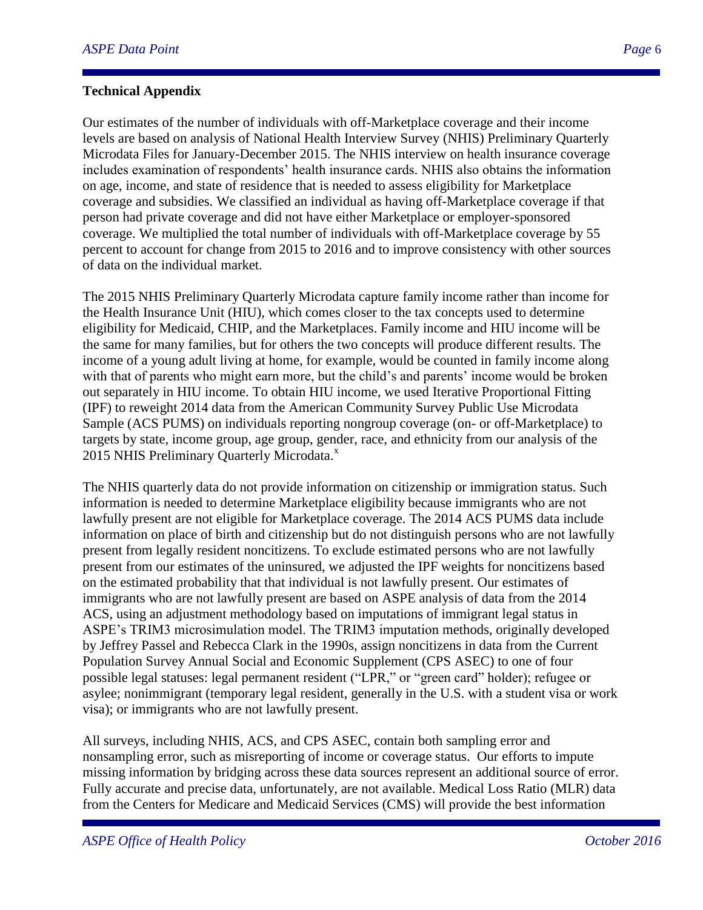**Technical Appendix**

Our estimates of the number of individuals with off-Marketplace coverage and their income levels are based on analysis of National Health Interview Survey (NHIS) Preliminary Quarterly Microdata Files for January-December 2015. The NHIS interview on health insurance coverage includes examination of respondents' health insurance cards. NHIS also obtains the information on age, income, and state of residence that is needed to assess eligibility for Marketplace coverage and subsidies. We classified an individual as having off-Marketplace coverage if that person had private coverage and did not have either Marketplace or employer-sponsored coverage. We multiplied the total number of individuals with off-Marketplace coverage by 55 percent to account for change from 2015 to 2016 and to improve consistency with other sources of data on the individual market.

The 2015 NHIS Preliminary Quarterly Microdata capture family income rather than income for the Health Insurance Unit (HIU), which comes closer to the tax concepts used to determine eligibility for Medicaid, CHIP, and the Marketplaces. Family income and HIU income will be the same for many families, but for others the two concepts will produce different results. The income of a young adult living at home, for example, would be counted in family income along with that of parents who might earn more, but the child's and parents' income would be broken out separately in HIU income. To obtain HIU income, we used Iterative Proportional Fitting (IPF) to reweight 2014 data from the American Community Survey Public Use Microdata Sample (ACS PUMS) on individuals reporting nongroup coverage (on- or off-Marketplace) to targets by state, income group, age group, gender, race, and ethnicity from our analysis of the 2015 NHIS Preliminary Quarterly Microdata.[x]

The NHIS quarterly data do not provide information on citizenship or immigration status. Such information is needed to determine Marketplace eligibility because immigrants who are not lawfully present are not eligible for Marketplace coverage. The 2014 ACS PUMS data include information on place of birth and citizenship but do not distinguish persons who are not lawfully present from legally resident noncitizens. To exclude estimated persons who are not lawfully present from our estimates of the uninsured, we adjusted the IPF weights for noncitizens based on the estimated probability that that individual is not lawfully present. Our estimates of immigrants who are not lawfully present are based on ASPE analysis of data from the 2014 ACS, using an adjustment methodology based on imputations of immigrant legal status in ASPE's TRIM3 microsimulation model. The TRIM3 imputation methods, originally developed by Jeffrey Passel and Rebecca Clark in the 1990s, assign noncitizens in data from the Current Population Survey Annual Social and Economic Supplement (CPS ASEC) to one of four possible legal statuses: legal permanent resident ("LPR," or "green card" holder); refugee or asylee; nonimmigrant (temporary legal resident, generally in the U.S. with a student visa or work visa); or immigrants who are not lawfully present.

All surveys, including NHIS, ACS, and CPS ASEC, contain both sampling error and nonsampling error, such as misreporting of income or coverage status. Our efforts to impute missing information by bridging across these data sources represent an additional source of error. Fully accurate and precise data, unfortunately, are not available. Medical Loss Ratio (MLR) data from the Centers for Medicare and Medicaid Services (CMS) will provide the best information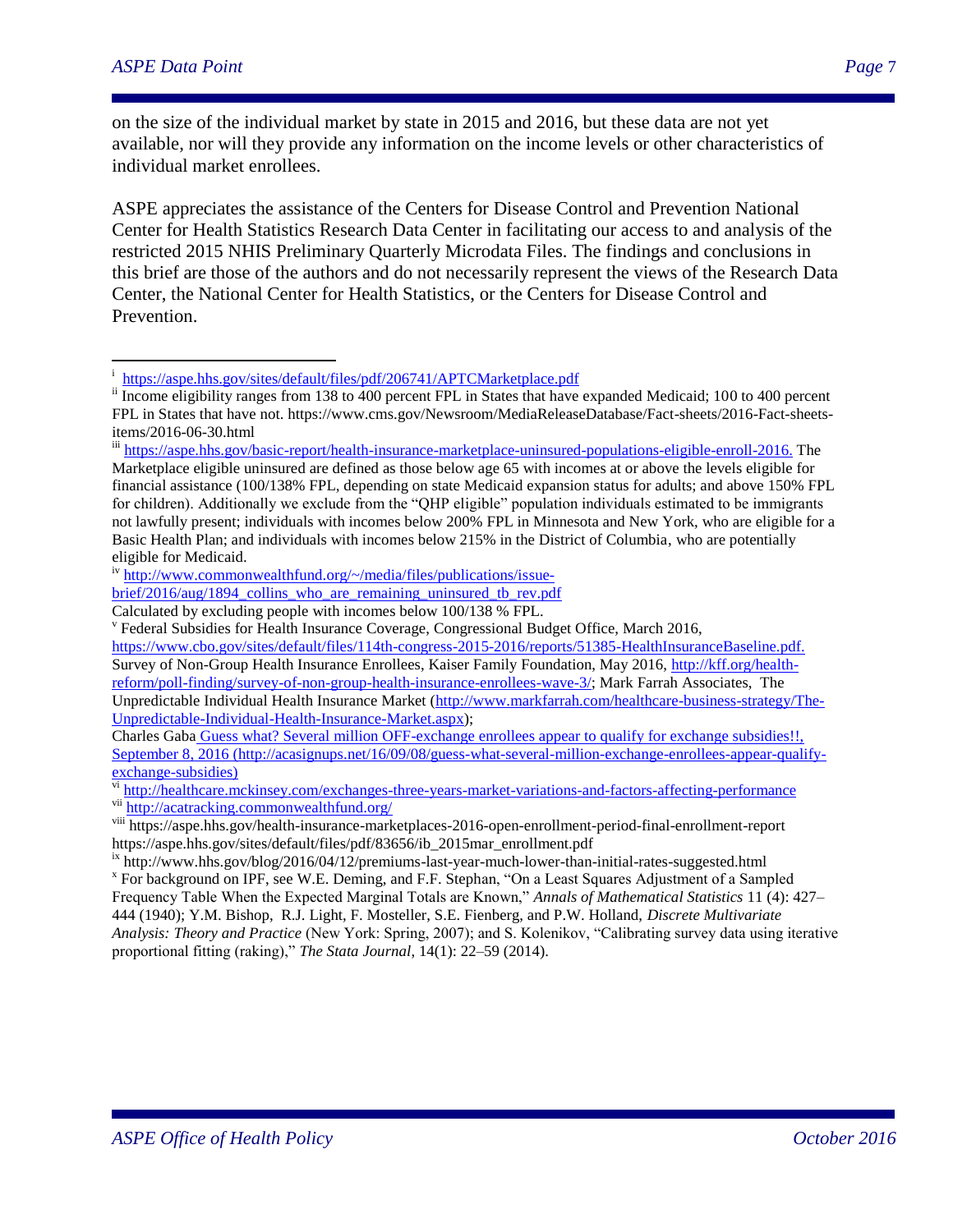on the size of the individual market by state in 2015 and 2016, but these data are not yet available, nor will they provide any information on the income levels or other characteristics of individual market enrollees.

ASPE appreciates the assistance of the Centers for Disease Control and Prevention National Center for Health Statistics Research Data Center in facilitating our access to and analysis of the restricted 2015 NHIS Preliminary Quarterly Microdata Files. The findings and conclusions in this brief are those of the authors and do not necessarily represent the views of the Research Data Center, the National Center for Health Statistics, or the Centers for Disease Control and Prevention.

---

[i] https://aspe.hhs.gov/sites/default/files/pdf/206741/APTCMarketplace.pdf

[ii] Income eligibility ranges from 138 to 400 percent FPL in States that have expanded Medicaid; 100 to 400 percent FPL in States that have not. https://www.cms.gov/Newsroom/MediaReleaseDatabase/Fact-sheets/2016-Fact-sheets-items/2016-06-30.html

[iii] https://aspe.hhs.gov/basic-report/health-insurance-marketplace-uninsured-populations-eligible-enroll-2016. The Marketplace eligible uninsured are defined as those below age 65 with incomes at or above the levels eligible for financial assistance (100/138% FPL, depending on state Medicaid expansion status for adults; and above 150% FPL for children). Additionally we exclude from the "QHP eligible" population individuals estimated to be immigrants not lawfully present; individuals with incomes below 200% FPL in Minnesota and New York, who are eligible for a Basic Health Plan; and individuals with incomes below 215% in the District of Columbia, who are potentially eligible for Medicaid.

[iv] http://www.commonwealthfund.org/~/media/files/publications/issue-brief/2016/aug/1894_collins_who_are_remaining_uninsured_tb_rev.pdf
Calculated by excluding people with incomes below 100/138 % FPL.

[v] Federal Subsidies for Health Insurance Coverage, Congressional Budget Office, March 2016, https://www.cbo.gov/sites/default/files/114th-congress-2015-2016/reports/51385-HealthInsuranceBaseline.pdf. Survey of Non-Group Health Insurance Enrollees, Kaiser Family Foundation, May 2016, http://kff.org/health-reform/poll-finding/survey-of-non-group-health-insurance-enrollees-wave-3/; Mark Farrah Associates, The Unpredictable Individual Health Insurance Market (http://www.markfarrah.com/healthcare-business-strategy/The-Unpredictable-Individual-Health-Insurance-Market.aspx);
Charles Gaba Guess what? Several million OFF-exchange enrollees appear to qualify for exchange subsidies!!, September 8, 2016 (http://acasignups.net/16/09/08/guess-what-several-million-exchange-enrollees-appear-qualify-exchange-subsidies)

[vi] http://healthcare.mckinsey.com/exchanges-three-years-market-variations-and-factors-affecting-performance

[vii] http://acatracking.commonwealthfund.org/

[viii] https://aspe.hhs.gov/health-insurance-marketplaces-2016-open-enrollment-period-final-enrollment-report
https://aspe.hhs.gov/sites/default/files/pdf/83656/ib_2015mar_enrollment.pdf

[ix] http://www.hhs.gov/blog/2016/04/12/premiums-last-year-much-lower-than-initial-rates-suggested.html

[x] For background on IPF, see W.E. Deming, and F.F. Stephan, "On a Least Squares Adjustment of a Sampled Frequency Table When the Expected Marginal Totals are Known," *Annals of Mathematical Statistics* 11 (4): 427–444 (1940); Y.M. Bishop, R.J. Light, F. Mosteller, S.E. Fienberg, and P.W. Holland, *Discrete Multivariate Analysis: Theory and Practice* (New York: Spring, 2007); and S. Kolenikov, "Calibrating survey data using iterative proportional fitting (raking)," *The Stata Journal*, 14(1): 22–59 (2014).